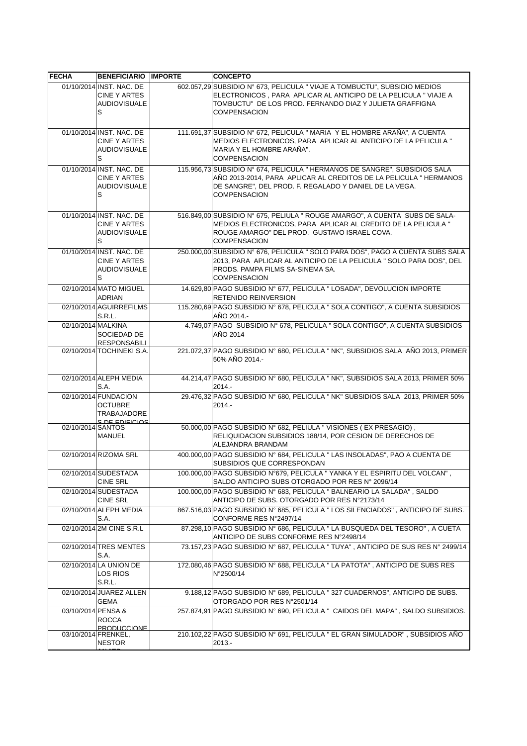| FECHA | BENEFICIARIO | IMPORTE | CONCEPTO |
|---|---|---|---|
| 01/10/2014 | INST. NAC. DE CINE Y ARTES AUDIOVISUALES | 602.057,29 | SUBSIDIO N° 673, PELICULA " VIAJE A TOMBUCTU", SUBSIDIO MEDIOS ELECTRONICOS , PARA APLICAR AL ANTICIPO DE LA PELICULA " VIAJE A TOMBUCTU" DE LOS PROD. FERNANDO DIAZ Y JULIETA GRAFFIGNA COMPENSACION |
| 01/10/2014 | INST. NAC. DE CINE Y ARTES AUDIOVISUALES | 111.691,37 | SUBSIDIO N° 672, PELICULA " MARIA Y EL HOMBRE ARAÑA", A CUENTA MEDIOS ELECTRONICOS, PARA APLICAR AL ANTICIPO DE LA PELICULA " MARIA Y EL HOMBRE ARAÑA". COMPENSACION |
| 01/10/2014 | INST. NAC. DE CINE Y ARTES AUDIOVISUALES | 115.956,73 | SUBSIDIO N° 674, PELICULA " HERMANOS DE SANGRE", SUBSIDIOS SALA AÑO 2013-2014, PARA APLICAR AL CREDITOS DE LA PELICULA " HERMANOS DE SANGRE", DEL PROD. F. REGALADO Y DANIEL DE LA VEGA. COMPENSACION |
| 01/10/2014 | INST. NAC. DE CINE Y ARTES AUDIOVISUALES | 516.849,00 | SUBSIDIO N° 675, PELIULA " ROUGE AMARGO", A CUENTA SUBS DE SALA-MEDIOS ELECTRONICOS, PARA APLICAR AL CREDITO DE LA PELICULA " ROUGE AMARGO" DEL PROD. GUSTAVO ISRAEL COVA. COMPENSACION |
| 01/10/2014 | INST. NAC. DE CINE Y ARTES AUDIOVISUALES | 250.000,00 | SUBSIDIO N° 676, PELICULA " SOLO PARA DOS", PAGO A CUENTA SUBS SALA 2013, PARA APLICAR AL ANTICIPO DE LA PELICULA " SOLO PARA DOS", DEL PRODS. PAMPA FILMS SA-SINEMA SA. COMPENSACION |
| 02/10/2014 | MATO MIGUEL ADRIAN | 14.629,80 | PAGO SUBSIDIO N° 677, PELICULA " LOSADA", DEVOLUCION IMPORTE RETENIDO REINVERSION |
| 02/10/2014 | AGUIRREFILMS S.R.L. | 115.280,69 | PAGO SUBSIDIO N° 678, PELICULA " SOLA CONTIGO", A CUENTA SUBSIDIOS AÑO 2014.- |
| 02/10/2014 | MALKINA SOCIEDAD DE RESPONSABILI | 4.749,07 | PAGO SUBSIDIO N° 678, PELICULA " SOLA CONTIGO", A CUENTA SUBSIDIOS AÑO 2014 |
| 02/10/2014 | TOCHINEKI S.A. | 221.072,37 | PAGO SUBSIDIO N° 680, PELICULA " NK", SUBSIDIOS SALA AÑO 2013, PRIMER 50% AÑO 2014.- |
| 02/10/2014 | ALEPH MEDIA S.A. | 44.214,47 | PAGO SUBSIDIO N° 680, PELICULA " NK", SUBSIDIOS SALA 2013, PRIMER 50% 2014.- |
| 02/10/2014 | FUNDACION OCTUBRE TRABAJADORES DE EDIFICIOS | 29.476,32 | PAGO SUBSIDIO N° 680, PELICULA " NK" SUBSIDIOS SALA 2013, PRIMER 50% 2014.- |
| 02/10/2014 | SANTOS MANUEL | 50.000,00 | PAGO SUBSIDIO N° 682, PELIULA " VISIONES ( EX PRESAGIO) , RELIQUIDACION SUBSIDIOS 188/14, POR CESION DE DERECHOS DE ALEJANDRA BRANDAM |
| 02/10/2014 | RIZOMA SRL | 400.000,00 | PAGO SUBSIDIO N° 684, PELICULA " LAS INSOLADAS", PAO A CUENTA DE SUBSIDIOS QUE CORRESPONDAN |
| 02/10/2014 | SUDESTADA CINE SRL | 100.000,00 | PAGO SUBSIDIO N°679, PELICULA " YANKA Y EL ESPIRITU DEL VOLCAN" , SALDO ANTICIPO SUBS OTORGADO POR RES N° 2096/14 |
| 02/10/2014 | SUDESTADA CINE SRL | 100.000,00 | PAGO SUBSIDIO N° 683, PELICULA " BALNEARIO LA SALADA" , SALDO ANTICIPO DE SUBS. OTORGADO POR RES N°2173/14 |
| 02/10/2014 | ALEPH MEDIA S.A. | 867.516,03 | PAGO SUBSIDIO N° 685, PELICULA " LOS SILENCIADOS" , ANTICIPO DE SUBS. CONFORME RES N°2497/14 |
| 02/10/2014 | 2M CINE S.R.L | 87.298,10 | PAGO SUBSIDIO N° 686, PELICULA " LA BUSQUEDA DEL TESORO" , A CUETA ANTICIPO DE SUBS CONFORME RES N°2498/14 |
| 02/10/2014 | TRES MENTES S.A. | 73.157,23 | PAGO SUBSIDIO N° 687, PELICULA " TUYA" , ANTICIPO DE SUS RES N° 2499/14 |
| 02/10/2014 | LA UNION DE LOS RIOS S.R.L. | 172.080,46 | PAGO SUBSIDIO N° 688, PELICULA " LA PATOTA" , ANTICIPO DE SUBS RES N°2500/14 |
| 02/10/2014 | JUAREZ ALLEN GEMA | 9.188,12 | PAGO SUBSIDIO N° 689, PELICULA " 327 CUADERNOS", ANTICIPO DE SUBS. OTORGADO POR RES N°2501/14 |
| 03/10/2014 | PENSA & ROCCA PRODUCCIONE | 257.874,91 | PAGO SUBSIDIO N° 690, PELICULA " CAIDOS DEL MAPA" , SALDO SUBSIDIOS. |
| 03/10/2014 | FRENKEL, NESTOR | 210.102,22 | PAGO SUBSIDIO N° 691, PELICULA " EL GRAN SIMULADOR" , SUBSIDIOS AÑO 2013.- |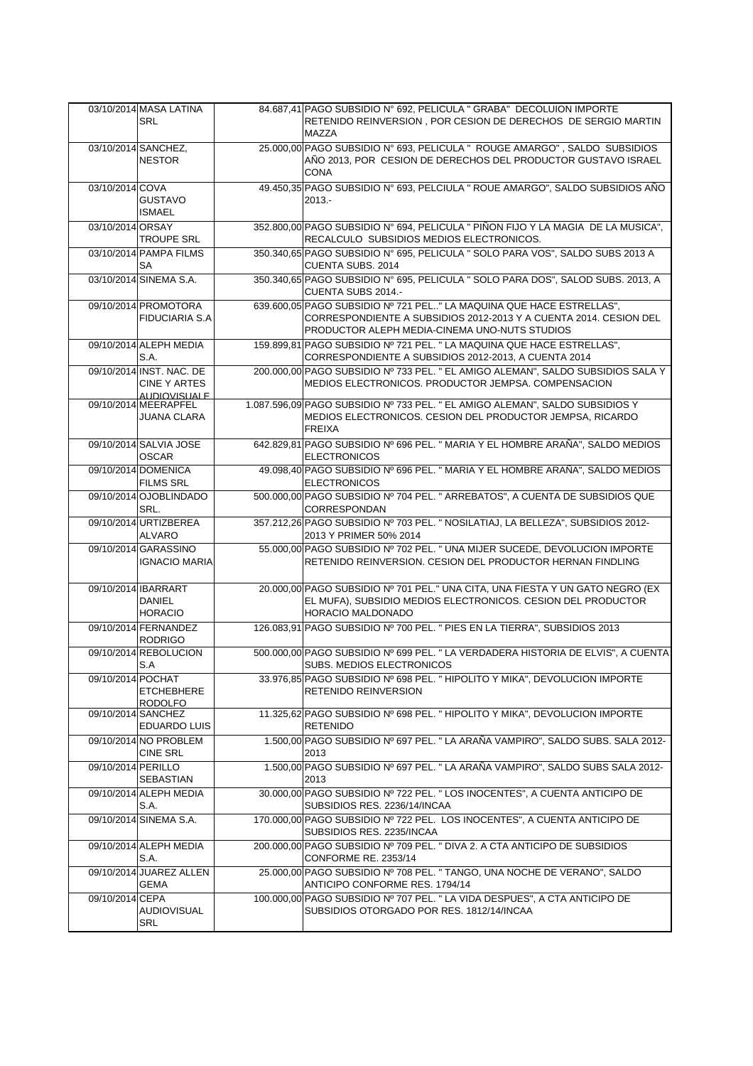| | | | | |
|---|---|---|---|---|
| 03/10/2014 | MASA LATINA SRL | | 84.687,41 | PAGO SUBSIDIO N° 692, PELICULA " GRABA" DECOLUION IMPORTE RETENIDO REINVERSION , POR CESION DE DERECHOS DE SERGIO MARTIN MAZZA |
| 03/10/2014 | SANCHEZ, NESTOR | | 25.000,00 | PAGO SUBSIDIO N° 693, PELICULA " ROUGE AMARGO" , SALDO SUBSIDIOS AÑO 2013, POR CESION DE DERECHOS DEL PRODUCTOR GUSTAVO ISRAEL CONA |
| 03/10/2014 | COVA GUSTAVO ISMAEL | | 49.450,35 | PAGO SUBSIDIO N° 693, PELCIULA " ROUE AMARGO", SALDO SUBSIDIOS AÑO 2013.- |
| 03/10/2014 | ORSAY TROUPE SRL | | 352.800,00 | PAGO SUBSIDIO N° 694, PELICULA " PIÑON FIJO Y LA MAGIA DE LA MUSICA", RECALCULO SUBSIDIOS MEDIOS ELECTRONICOS. |
| 03/10/2014 | PAMPA FILMS SA | | 350.340,65 | PAGO SUBSIDIO N° 695, PELICULA " SOLO PARA VOS", SALDO SUBS 2013 A CUENTA SUBS. 2014 |
| 03/10/2014 | SINEMA S.A. | | 350.340,65 | PAGO SUBSIDIO N° 695, PELICULA " SOLO PARA DOS", SALOD SUBS. 2013, A CUENTA SUBS 2014.- |
| 09/10/2014 | PROMOTORA FIDUCIARIA S.A | | 639.600,05 | PAGO SUBSIDIO Nº 721 PEL.." LA MAQUINA QUE HACE ESTRELLAS", CORRESPONDIENTE A SUBSIDIOS 2012-2013 Y A CUENTA 2014. CESION DEL PRODUCTOR ALEPH MEDIA-CINEMA UNO-NUTS STUDIOS |
| 09/10/2014 | ALEPH MEDIA S.A. | | 159.899,81 | PAGO SUBSIDIO Nº 721 PEL. " LA MAQUINA QUE HACE ESTRELLAS", CORRESPONDIENTE A SUBSIDIOS 2012-2013, A CUENTA 2014 |
| 09/10/2014 | INST. NAC. DE CINE Y ARTES AUDIOVISUALE | | 200.000,00 | PAGO SUBSIDIO Nº 733 PEL. " EL AMIGO ALEMAN", SALDO SUBSIDIOS SALA Y MEDIOS ELECTRONICOS. PRODUCTOR JEMPSA. COMPENSACION |
| 09/10/2014 | MEERAPFEL JUANA CLARA | | 1.087.596,09 | PAGO SUBSIDIO Nº 733 PEL. " EL AMIGO ALEMAN", SALDO SUBSIDIOS Y MEDIOS ELECTRONICOS. CESION DEL PRODUCTOR JEMPSA, RICARDO FREIXA |
| 09/10/2014 | SALVIA JOSE OSCAR | | 642.829,81 | PAGO SUBSIDIO Nº 696 PEL. " MARIA Y EL HOMBRE ARAÑA", SALDO MEDIOS ELECTRONICOS |
| 09/10/2014 | DOMENICA FILMS SRL | | 49.098,40 | PAGO SUBSIDIO Nº 696 PEL. " MARIA Y EL HOMBRE ARAÑA", SALDO MEDIOS ELECTRONICOS |
| 09/10/2014 | OJOBLINDADO SRL. | | 500.000,00 | PAGO SUBSIDIO Nº 704 PEL. " ARREBATOS", A CUENTA DE SUBSIDIOS QUE CORRESPONDAN |
| 09/10/2014 | URTIZBEREA ALVARO | | 357.212,26 | PAGO SUBSIDIO Nº 703 PEL. " NOSILATIAJ, LA BELLEZA", SUBSIDIOS 2012-2013 Y PRIMER 50% 2014 |
| 09/10/2014 | GARASSINO IGNACIO MARIA | | 55.000,00 | PAGO SUBSIDIO Nº 702 PEL. " UNA MIJER SUCEDE, DEVOLUCION IMPORTE RETENIDO REINVERSION. CESION DEL PRODUCTOR HERNAN FINDLING |
| 09/10/2014 | IBARRART DANIEL HORACIO | | 20.000,00 | PAGO SUBSIDIO Nº 701 PEL." UNA CITA, UNA FIESTA Y UN GATO NEGRO (EX EL MUFA), SUBSIDIO MEDIOS ELECTRONICOS. CESION DEL PRODUCTOR HORACIO MALDONADO |
| 09/10/2014 | FERNANDEZ RODRIGO | | 126.083,91 | PAGO SUBSIDIO Nº 700 PEL. " PIES EN LA TIERRA", SUBSIDIOS 2013 |
| 09/10/2014 | REBOLUCION S.A | | 500.000,00 | PAGO SUBSIDIO Nº 699 PEL. " LA VERDADERA HISTORIA DE ELVIS", A CUENTA SUBS. MEDIOS ELECTRONICOS |
| 09/10/2014 | POCHAT ETCHEBHERE RODOLFO | | 33.976,85 | PAGO SUBSIDIO Nº 698 PEL. " HIPOLITO Y MIKA", DEVOLUCION IMPORTE RETENIDO REINVERSION |
| 09/10/2014 | SANCHEZ EDUARDO LUIS | | 11.325,62 | PAGO SUBSIDIO Nº 698 PEL. " HIPOLITO Y MIKA", DEVOLUCION IMPORTE RETENIDO |
| 09/10/2014 | NO PROBLEM CINE SRL | | 1.500,00 | PAGO SUBSIDIO Nº 697 PEL. " LA ARAÑA VAMPIRO", SALDO SUBS. SALA 2012-2013 |
| 09/10/2014 | PERILLO SEBASTIAN | | 1.500,00 | PAGO SUBSIDIO Nº 697 PEL. " LA ARAÑA VAMPIRO", SALDO SUBS SALA 2012-2013 |
| 09/10/2014 | ALEPH MEDIA S.A. | | 30.000,00 | PAGO SUBSIDIO Nº 722 PEL. " LOS INOCENTES", A CUENTA ANTICIPO DE SUBSIDIOS RES. 2236/14/INCAA |
| 09/10/2014 | SINEMA S.A. | | 170.000,00 | PAGO SUBSIDIO Nº 722 PEL. LOS INOCENTES", A CUENTA ANTICIPO DE SUBSIDIOS RES. 2235/INCAA |
| 09/10/2014 | ALEPH MEDIA S.A. | | 200.000,00 | PAGO SUBSIDIO Nº 709 PEL. " DIVA 2. A CTA ANTICIPO DE SUBSIDIOS CONFORME RE. 2353/14 |
| 09/10/2014 | JUAREZ ALLEN GEMA | | 25.000,00 | PAGO SUBSIDIO Nº 708 PEL. " TANGO, UNA NOCHE DE VERANO", SALDO ANTICIPO CONFORME RES. 1794/14 |
| 09/10/2014 | CEPA AUDIOVISUAL SRL | | 100.000,00 | PAGO SUBSIDIO Nº 707 PEL. " LA VIDA DESPUES", A CTA ANTICIPO DE SUBSIDIOS OTORGADO POR RES. 1812/14/INCAA |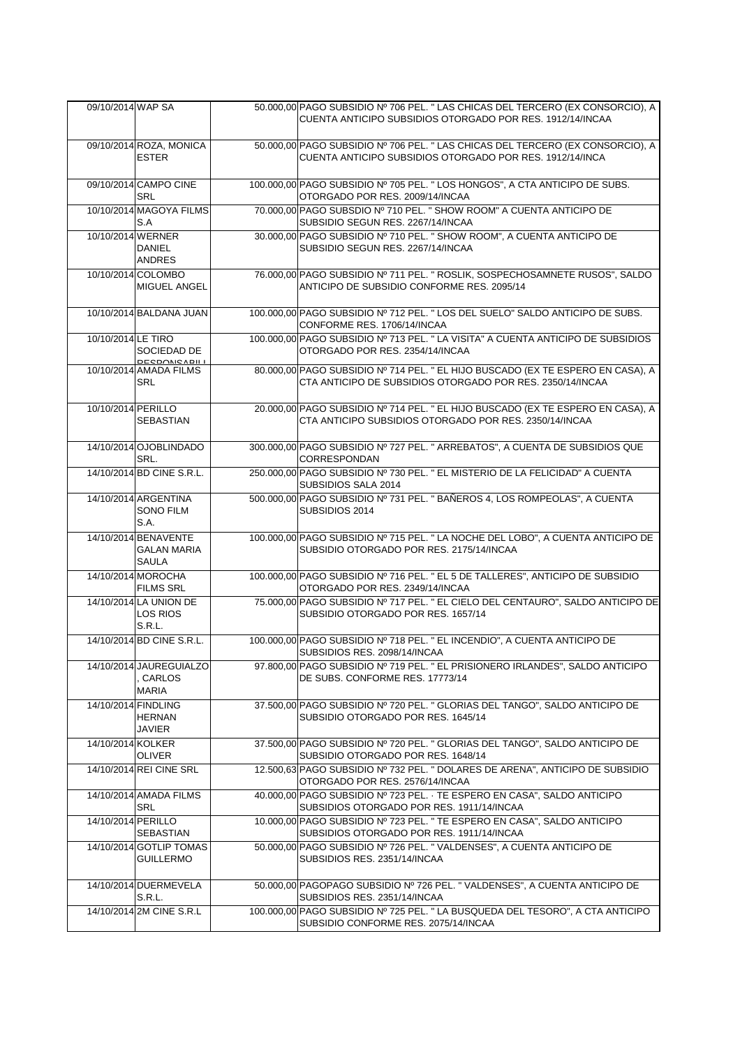| | | | | |
|---|---|---|---|---|
| 09/10/2014 | WAP SA | | 50.000,00 | PAGO SUBSIDIO Nº 706 PEL. " LAS CHICAS DEL TERCERO (EX CONSORCIO), A CUENTA ANTICIPO SUBSIDIOS OTORGADO POR RES. 1912/14/INCAA |
| 09/10/2014 | ROZA, MONICA ESTER | | 50.000,00 | PAGO SUBSIDIO Nº 706 PEL. " LAS CHICAS DEL TERCERO (EX CONSORCIO), A CUENTA ANTICIPO SUBSIDIOS OTORGADO POR RES. 1912/14/INCA |
| 09/10/2014 | CAMPO CINE SRL | | 100.000,00 | PAGO SUBSIDIO Nº 705 PEL. " LOS HONGOS", A CTA ANTICIPO DE SUBS. OTORGADO POR RES. 2009/14/INCAA |
| 10/10/2014 | MAGOYA FILMS S.A | | 70.000,00 | PAGO SUBSDIO Nº 710 PEL. " SHOW ROOM" A CUENTA ANTICIPO DE SUBSIDIO SEGUN RES. 2267/14/INCAA |
| 10/10/2014 | WERNER DANIEL ANDRES | | 30.000,00 | PAGO SUBSIDIO Nº 710 PEL. " SHOW ROOM", A CUENTA ANTICIPO DE SUBSIDIO SEGUN RES. 2267/14/INCAA |
| 10/10/2014 | COLOMBO MIGUEL ANGEL | | 76.000,00 | PAGO SUBSIDIO Nº 711 PEL. " ROSLIK, SOSPECHOSAMNETE RUSOS", SALDO ANTICIPO DE SUBSIDIO CONFORME RES. 2095/14 |
| 10/10/2014 | BALDANA JUAN | | 100.000,00 | PAGO SUBSIDIO Nº 712 PEL. " LOS DEL SUELO" SALDO ANTICIPO DE SUBS. CONFORME RES. 1706/14/INCAA |
| 10/10/2014 | LE TIRO SOCIEDAD DE RESPONSABILI | | 100.000,00 | PAGO SUBSIDIO Nº 713 PEL. " LA VISITA" A CUENTA ANTICIPO DE SUBSIDIOS OTORGADO POR RES. 2354/14/INCAA |
| 10/10/2014 | AMADA FILMS SRL | | 80.000,00 | PAGO SUBSIDIO Nº 714 PEL. " EL HIJO BUSCADO (EX TE ESPERO EN CASA), A CTA ANTICIPO DE SUBSIDIOS OTORGADO POR RES. 2350/14/INCAA |
| 10/10/2014 | PERILLO SEBASTIAN | | 20.000,00 | PAGO SUBSIDIO Nº 714 PEL. " EL HIJO BUSCADO (EX TE ESPERO EN CASA), A CTA ANTICIPO SUBSIDIOS OTORGADO POR RES. 2350/14/INCAA |
| 14/10/2014 | OJOBLINDADO SRL. | | 300.000,00 | PAGO SUBSIDIO Nº 727 PEL. " ARREBATOS", A CUENTA DE SUBSIDIOS QUE CORRESPONDAN |
| 14/10/2014 | BD CINE S.R.L. | | 250.000,00 | PAGO SUBSIDIO Nº 730 PEL. " EL MISTERIO DE LA FELICIDAD" A CUENTA SUBSIDIOS SALA 2014 |
| 14/10/2014 | ARGENTINA SONO FILM S.A. | | 500.000,00 | PAGO SUBSIDIO Nº 731 PEL. " BAÑEROS 4, LOS ROMPEOLAS", A CUENTA SUBSIDIOS 2014 |
| 14/10/2014 | BENAVENTE GALAN MARIA SAULA | | 100.000,00 | PAGO SUBSIDIO Nº 715 PEL. " LA NOCHE DEL LOBO", A CUENTA ANTICIPO DE SUBSIDIO OTORGADO POR RES. 2175/14/INCAA |
| 14/10/2014 | MOROCHA FILMS SRL | | 100.000,00 | PAGO SUBSIDIO Nº 716 PEL. " EL 5 DE TALLERES", ANTICIPO DE SUBSIDIO OTORGADO POR RES. 2349/14/INCAA |
| 14/10/2014 | LA UNION DE LOS RIOS S.R.L. | | 75.000,00 | PAGO SUBSIDIO Nº 717 PEL. " EL CIELO DEL CENTAURO", SALDO ANTICIPO DE SUBSIDIO OTORGADO POR RES. 1657/14 |
| 14/10/2014 | BD CINE S.R.L. | | 100.000,00 | PAGO SUBSIDIO Nº 718 PEL. " EL INCENDIO", A CUENTA ANTICIPO DE SUBSIDIOS RES. 2098/14/INCAA |
| 14/10/2014 | JAUREGUIALZO, CARLOS MARIA | | 97.800,00 | PAGO SUBSIDIO Nº 719 PEL. " EL PRISIONERO IRLANDES", SALDO ANTICIPO DE SUBS. CONFORME RES. 17773/14 |
| 14/10/2014 | FINDLING HERNAN JAVIER | | 37.500,00 | PAGO SUBSIDIO Nº 720 PEL. " GLORIAS DEL TANGO", SALDO ANTICIPO DE SUBSIDIO OTORGADO POR RES. 1645/14 |
| 14/10/2014 | KOLKER OLIVER | | 37.500,00 | PAGO SUBSIDIO Nº 720 PEL. " GLORIAS DEL TANGO", SALDO ANTICIPO DE SUBSIDIO OTORGADO POR RES. 1648/14 |
| 14/10/2014 | REI CINE SRL | | 12.500,63 | PAGO SUBSIDIO Nº 732 PEL. " DOLARES DE ARENA", ANTICIPO DE SUBSIDIO OTORGADO POR RES. 2576/14/INCAA |
| 14/10/2014 | AMADA FILMS SRL | | 40.000,00 | PAGO SUBSIDIO Nº 723 PEL. · TE ESPERO EN CASA", SALDO ANTICIPO SUBSIDIOS OTORGADO POR RES. 1911/14/INCAA |
| 14/10/2014 | PERILLO SEBASTIAN | | 10.000,00 | PAGO SUBSIDIO Nº 723 PEL. " TE ESPERO EN CASA", SALDO ANTICIPO SUBSIDIOS OTORGADO POR RES. 1911/14/INCAA |
| 14/10/2014 | GOTLIP TOMAS GUILLERMO | | 50.000,00 | PAGO SUBSIDIO Nº 726 PEL. " VALDENSES", A CUENTA ANTICIPO DE SUBSIDIOS RES. 2351/14/INCAA |
| 14/10/2014 | DUERMEVELA S.R.L. | | 50.000,00 | PAGOPAGO SUBSIDIO Nº 726 PEL. " VALDENSES", A CUENTA ANTICIPO DE SUBSIDIOS RES. 2351/14/INCAA |
| 14/10/2014 | 2M CINE S.R.L | | 100.000,00 | PAGO SUBSIDIO Nº 725 PEL. " LA BUSQUEDA DEL TESORO", A CTA ANTICIPO SUBSIDIO CONFORME RES. 2075/14/INCAA |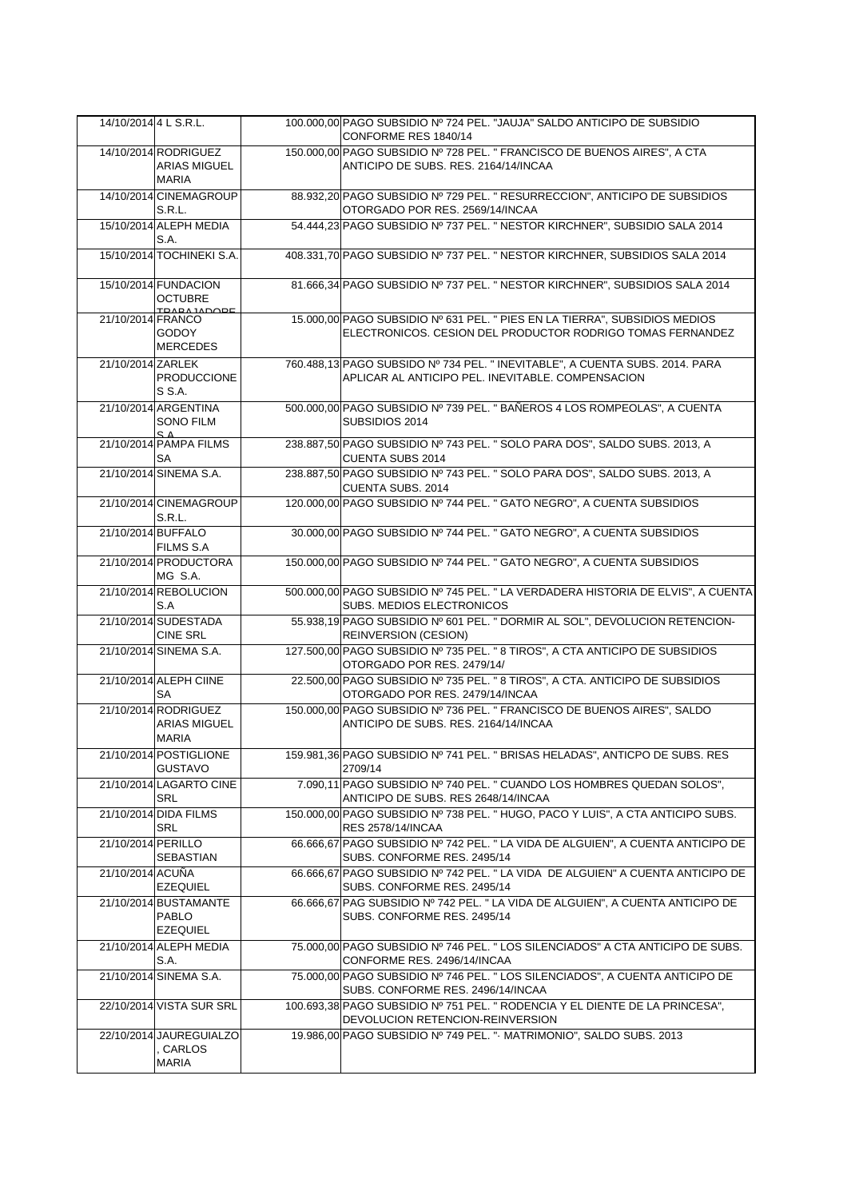| | | | |
|---|---|---|---|
| 14/10/2014 | 4 L S.R.L. | 100.000,00 | PAGO SUBSIDIO Nº 724 PEL. "JAUJA" SALDO ANTICIPO DE SUBSIDIO CONFORME RES 1840/14 |
| 14/10/2014 | RODRIGUEZ ARIAS MIGUEL MARIA | 150.000,00 | PAGO SUBSIDIO Nº 728 PEL. " FRANCISCO DE BUENOS AIRES", A CTA ANTICIPO DE SUBS. RES. 2164/14/INCAA |
| 14/10/2014 | CINEMAGROUP S.R.L. | 88.932,20 | PAGO SUBSIDIO Nº 729 PEL. " RESURRECCION", ANTICIPO DE SUBSIDIOS OTORGADO POR RES. 2569/14/INCAA |
| 15/10/2014 | ALEPH MEDIA S.A. | 54.444,23 | PAGO SUBSIDIO Nº 737 PEL. " NESTOR KIRCHNER", SUBSIDIO SALA 2014 |
| 15/10/2014 | TOCHINEKI S.A. | 408.331,70 | PAGO SUBSIDIO Nº 737 PEL. " NESTOR KIRCHNER, SUBSIDIOS SALA 2014 |
| 15/10/2014 | FUNDACION OCTUBRE TRABAJADORE | 81.666,34 | PAGO SUBSIDIO Nº 737 PEL. " NESTOR KIRCHNER", SUBSIDIOS SALA 2014 |
| 21/10/2014 | FRANCO GODOY MERCEDES | 15.000,00 | PAGO SUBSIDIO Nº 631 PEL. " PIES EN LA TIERRA", SUBSIDIOS MEDIOS ELECTRONICOS. CESION DEL PRODUCTOR RODRIGO TOMAS FERNANDEZ |
| 21/10/2014 | ZARLEK PRODUCCIONE S S.A. | 760.488,13 | PAGO SUBSIDO Nº 734 PEL. " INEVITABLE", A CUENTA SUBS. 2014. PARA APLICAR AL ANTICIPO PEL. INEVITABLE. COMPENSACION |
| 21/10/2014 | ARGENTINA SONO FILM S.A. | 500.000,00 | PAGO SUBSIDIO Nº 739 PEL. " BAÑEROS 4 LOS ROMPEOLAS", A CUENTA SUBSIDIOS 2014 |
| 21/10/2014 | PAMPA FILMS SA | 238.887,50 | PAGO SUBSIDIO Nº 743 PEL. " SOLO PARA DOS", SALDO SUBS. 2013, A CUENTA SUBS 2014 |
| 21/10/2014 | SINEMA S.A. | 238.887,50 | PAGO SUBSIDIO Nº 743 PEL. " SOLO PARA DOS", SALDO SUBS. 2013, A CUENTA SUBS. 2014 |
| 21/10/2014 | CINEMAGROUP S.R.L. | 120.000,00 | PAGO SUBSIDIO Nº 744 PEL. " GATO NEGRO", A CUENTA SUBSIDIOS |
| 21/10/2014 | BUFFALO FILMS S.A | 30.000,00 | PAGO SUBSIDIO Nº 744 PEL. " GATO NEGRO", A CUENTA SUBSIDIOS |
| 21/10/2014 | PRODUCTORA MG S.A. | 150.000,00 | PAGO SUBSIDIO Nº 744 PEL. " GATO NEGRO", A CUENTA SUBSIDIOS |
| 21/10/2014 | REBOLUCION S.A | 500.000,00 | PAGO SUBSIDIO Nº 745 PEL. " LA VERDADERA HISTORIA DE ELVIS", A CUENTA SUBS. MEDIOS ELECTRONICOS |
| 21/10/2014 | SUDESTADA CINE SRL | 55.938,19 | PAGO SUBSIDIO Nº 601 PEL. " DORMIR AL SOL", DEVOLUCION RETENCION-REINVERSION (CESION) |
| 21/10/2014 | SINEMA S.A. | 127.500,00 | PAGO SUBSIDIO Nº 735 PEL. " 8 TIROS", A CTA ANTICIPO DE SUBSIDIOS OTORGADO POR RES. 2479/14/ |
| 21/10/2014 | ALEPH CIINE SA | 22.500,00 | PAGO SUBSIDIO Nº 735 PEL. " 8 TIROS", A CTA. ANTICIPO DE SUBSIDIOS OTORGADO POR RES. 2479/14/INCAA |
| 21/10/2014 | RODRIGUEZ ARIAS MIGUEL MARIA | 150.000,00 | PAGO SUBSIDIO Nº 736 PEL. " FRANCISCO DE BUENOS AIRES", SALDO ANTICIPO DE SUBS. RES. 2164/14/INCAA |
| 21/10/2014 | POSTIGLIONE GUSTAVO | 159.981,36 | PAGO SUBSIDIO Nº 741 PEL. " BRISAS HELADAS", ANTICPO DE SUBS. RES 2709/14 |
| 21/10/2014 | LAGARTO CINE SRL | 7.090,11 | PAGO SUBSIDIO Nº 740 PEL. " CUANDO LOS HOMBRES QUEDAN SOLOS", ANTICIPO DE SUBS. RES 2648/14/INCAA |
| 21/10/2014 | DIDA FILMS SRL | 150.000,00 | PAGO SUBSIDIO Nº 738 PEL. " HUGO, PACO Y LUIS", A CTA ANTICIPO SUBS. RES 2578/14/INCAA |
| 21/10/2014 | PERILLO SEBASTIAN | 66.666,67 | PAGO SUBSIDIO Nº 742 PEL. " LA VIDA DE ALGUIEN", A CUENTA ANTICIPO DE SUBS. CONFORME RES. 2495/14 |
| 21/10/2014 | ACUÑA EZEQUIEL | 66.666,67 | PAGO SUBSIDIO Nº 742 PEL. " LA VIDA DE ALGUIEN" A CUENTA ANTICIPO DE SUBS. CONFORME RES. 2495/14 |
| 21/10/2014 | BUSTAMANTE PABLO EZEQUIEL | 66.666,67 | PAG SUBSIDIO Nº 742 PEL. " LA VIDA DE ALGUIEN", A CUENTA ANTICIPO DE SUBS. CONFORME RES. 2495/14 |
| 21/10/2014 | ALEPH MEDIA S.A. | 75.000,00 | PAGO SUBSIDIO Nº 746 PEL. " LOS SILENCIADOS" A CTA ANTICIPO DE SUBS. CONFORME RES. 2496/14/INCAA |
| 21/10/2014 | SINEMA S.A. | 75.000,00 | PAGO SUBSIDIO Nº 746 PEL. " LOS SILENCIADOS", A CUENTA ANTICIPO DE SUBS. CONFORME RES. 2496/14/INCAA |
| 22/10/2014 | VISTA SUR SRL | 100.693,38 | PAGO SUBSIDIO Nº 751 PEL. " RODENCIA Y EL DIENTE DE LA PRINCESA", DEVOLUCION RETENCION-REINVERSION |
| 22/10/2014 | JAUREGUIALZO , CARLOS MARIA | 19.986,00 | PAGO SUBSIDIO Nº 749 PEL. "· MATRIMONIO", SALDO SUBS. 2013 |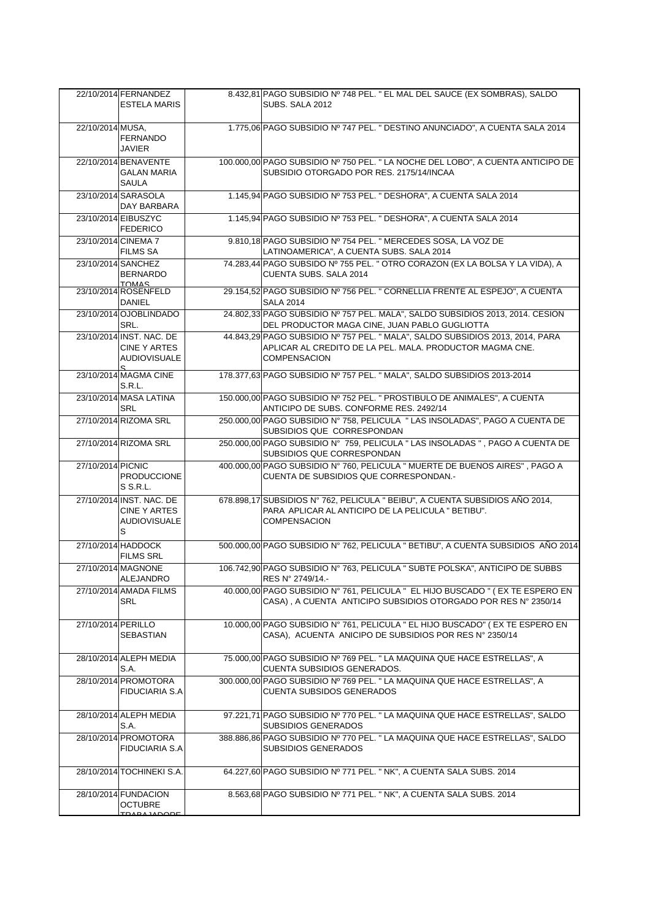| | | | |
|---|---|---|---|
| 22/10/2014 | FERNANDEZ ESTELA MARIS | 8.432,81 | PAGO SUBSIDIO Nº 748 PEL. " EL MAL DEL SAUCE (EX SOMBRAS), SALDO SUBS. SALA 2012 |
| 22/10/2014 | MUSA, FERNANDO JAVIER | 1.775,06 | PAGO SUBSIDIO Nº 747 PEL. " DESTINO ANUNCIADO", A CUENTA SALA 2014 |
| 22/10/2014 | BENAVENTE GALAN MARIA SAULA | 100.000,00 | PAGO SUBSIDIO Nº 750 PEL. " LA NOCHE DEL LOBO", A CUENTA ANTICIPO DE SUBSIDIO OTORGADO POR RES. 2175/14/INCAA |
| 23/10/2014 | SARASOLA DAY BARBARA | 1.145,94 | PAGO SUBSIDIO Nº 753 PEL. " DESHORA", A CUENTA SALA 2014 |
| 23/10/2014 | EIBUSZYC FEDERICO | 1.145,94 | PAGO SUBSIDIO Nº 753 PEL. " DESHORA", A CUENTA SALA 2014 |
| 23/10/2014 | CINEMA 7 FILMS SA | 9.810,18 | PAGO SUBSIDIO Nº 754 PEL. " MERCEDES SOSA, LA VOZ DE LATINOAMERICA", A CUENTA SUBS. SALA 2014 |
| 23/10/2014 | SANCHEZ BERNARDO TOMAS | 74.283,44 | PAGO SUBSIDO Nº 755 PEL. " OTRO CORAZON (EX LA BOLSA Y LA VIDA), A CUENTA SUBS. SALA 2014 |
| 23/10/2014 | ROSENFELD DANIEL | 29.154,52 | PAGO SUBSIDIO Nº 756 PEL. " CORNELLIA FRENTE AL ESPEJO", A CUENTA SALA 2014 |
| 23/10/2014 | OJOBLINDADO SRL. | 24.802,33 | PAGO SUBSIDIO Nº 757 PEL. MALA", SALDO SUBSIDIOS 2013, 2014. CESION DEL PRODUCTOR MAGA CINE, JUAN PABLO GUGLIOTTA |
| 23/10/2014 | INST. NAC. DE CINE Y ARTES AUDIOVISUALES | 44.843,29 | PAGO SUBSIDIO Nº 757 PEL. " MALA", SALDO SUBSIDIOS 2013, 2014, PARA APLICAR AL CREDITO DE LA PEL. MALA. PRODUCTOR MAGMA CNE. COMPENSACION |
| 23/10/2014 | MAGMA CINE S.R.L. | 178.377,63 | PAGO SUBSIDIO Nº 757 PEL. " MALA", SALDO SUBSIDIOS 2013-2014 |
| 23/10/2014 | MASA LATINA SRL | 150.000,00 | PAGO SUBSIDIO Nº 752 PEL. " PROSTIBULO DE ANIMALES", A CUENTA ANTICIPO DE SUBS. CONFORME RES. 2492/14 |
| 27/10/2014 | RIZOMA SRL | 250.000,00 | PAGO SUBSIDIO N° 758, PELICULA " LAS INSOLADAS", PAGO A CUENTA DE SUBSIDIOS QUE CORRESPONDAN |
| 27/10/2014 | RIZOMA SRL | 250.000,00 | PAGO SUBSIDIO N° 759, PELICULA " LAS INSOLADAS " , PAGO A CUENTA DE SUBSIDIOS QUE CORRESPONDAN |
| 27/10/2014 | PICNIC PRODUCCIONES S.R.L. | 400.000,00 | PAGO SUBSIDIO N° 760, PELICULA " MUERTE DE BUENOS AIRES" , PAGO A CUENTA DE SUBSIDIOS QUE CORRESPONDAN.- |
| 27/10/2014 | INST. NAC. DE CINE Y ARTES AUDIOVISUALES | 678.898,17 | SUBSIDIOS N° 762, PELICULA " BEIBU", A CUENTA SUBSIDIOS AÑO 2014, PARA APLICAR AL ANTICIPO DE LA PELICULA " BETIBU". COMPENSACION |
| 27/10/2014 | HADDOCK FILMS SRL | 500.000,00 | PAGO SUBSIDIO N° 762, PELICULA " BETIBU", A CUENTA SUBSIDIOS AÑO 2014 |
| 27/10/2014 | MAGNONE ALEJANDRO | 106.742,90 | PAGO SUBSIDIO N° 763, PELICULA " SUBTE POLSKA", ANTICIPO DE SUBBS RES N° 2749/14.- |
| 27/10/2014 | AMADA FILMS SRL | 40.000,00 | PAGO SUBSIDIO N° 761, PELICULA " EL HIJO BUSCADO " ( EX TE ESPERO EN CASA) , A CUENTA ANTICIPO SUBSIDIOS OTORGADO POR RES N° 2350/14 |
| 27/10/2014 | PERILLO SEBASTIAN | 10.000,00 | PAGO SUBSIDIO N° 761, PELICULA " EL HIJO BUSCADO" ( EX TE ESPERO EN CASA), ACUENTA ANICIPO DE SUBSIDIOS POR RES N° 2350/14 |
| 28/10/2014 | ALEPH MEDIA S.A. | 75.000,00 | PAGO SUBSIDIO Nº 769 PEL. " LA MAQUINA QUE HACE ESTRELLAS", A CUENTA SUBSIDIOS GENERADOS. |
| 28/10/2014 | PROMOTORA FIDUCIARIA S.A | 300.000,00 | PAGO SUBSIDIO Nº 769 PEL. " LA MAQUINA QUE HACE ESTRELLAS", A CUENTA SUBSIDOS GENERADOS |
| 28/10/2014 | ALEPH MEDIA S.A. | 97.221,71 | PAGO SUBSIDIO Nº 770 PEL. " LA MAQUINA QUE HACE ESTRELLAS", SALDO SUBSIDIOS GENERADOS |
| 28/10/2014 | PROMOTORA FIDUCIARIA S.A | 388.886,86 | PAGO SUBSIDIO Nº 770 PEL. " LA MAQUINA QUE HACE ESTRELLAS", SALDO SUBSIDIOS GENERADOS |
| 28/10/2014 | TOCHINEKI S.A. | 64.227,60 | PAGO SUBSIDIO Nº 771 PEL. " NK", A CUENTA SALA SUBS. 2014 |
| 28/10/2014 | FUNDACION OCTUBRE TRABAJADORE | 8.563,68 | PAGO SUBSIDIO Nº 771 PEL. " NK", A CUENTA SALA SUBS. 2014 |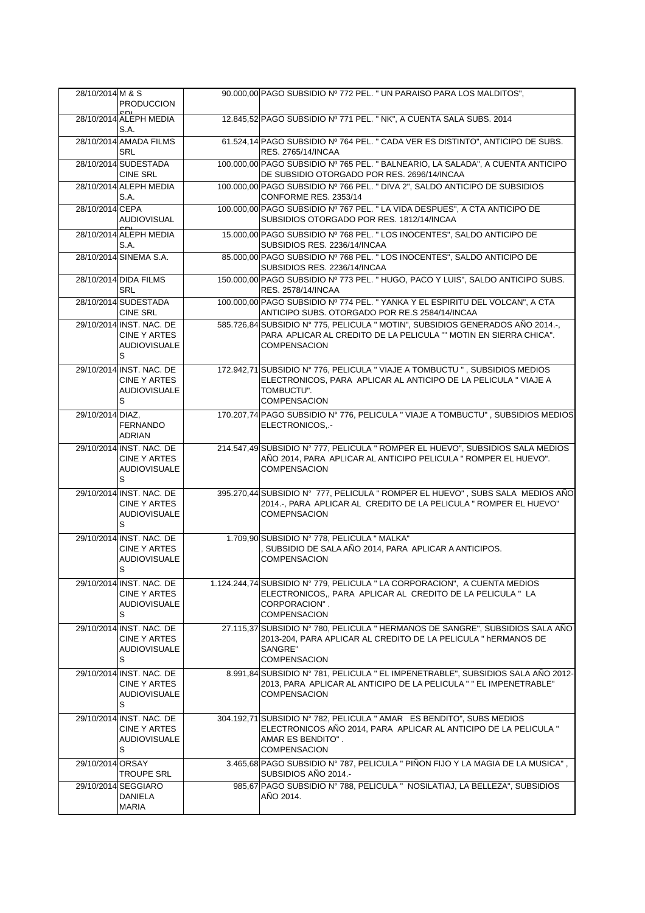| | | | |
|---|---|---|---|
| 28/10/2014 | M & S PRODUCCION SRL | 90.000,00 | PAGO SUBSIDIO Nº 772 PEL. " UN PARAISO PARA LOS MALDITOS", |
| 28/10/2014 | ALEPH MEDIA S.A. | 12.845,52 | PAGO SUBSIDIO Nº 771 PEL. " NK", A CUENTA SALA SUBS. 2014 |
| 28/10/2014 | AMADA FILMS SRL | 61.524,14 | PAGO SUBSIDIO Nº 764 PEL. " CADA VER ES DISTINTO", ANTICIPO DE SUBS. RES. 2765/14/INCAA |
| 28/10/2014 | SUDESTADA CINE SRL | 100.000,00 | PAGO SUBSIDIO Nº 765 PEL. " BALNEARIO, LA SALADA", A CUENTA ANTICIPO DE SUBSIDIO OTORGADO POR RES. 2696/14/INCAA |
| 28/10/2014 | ALEPH MEDIA S.A. | 100.000,00 | PAGO SUBSIDIO Nº 766 PEL. " DIVA 2", SALDO ANTICIPO DE SUBSIDIOS CONFORME RES. 2353/14 |
| 28/10/2014 | CEPA AUDIOVISUAL SRL | 100.000,00 | PAGO SUBSIDIO Nº 767 PEL. " LA VIDA DESPUES", A CTA ANTICIPO DE SUBSIDIOS OTORGADO POR RES. 1812/14/INCAA |
| 28/10/2014 | ALEPH MEDIA S.A. | 15.000,00 | PAGO SUBSIDIO Nº 768 PEL. " LOS INOCENTES", SALDO ANTICIPO DE SUBSIDIOS RES. 2236/14/INCAA |
| 28/10/2014 | SINEMA S.A. | 85.000,00 | PAGO SUBSIDIO Nº 768 PEL. " LOS INOCENTES", SALDO ANTICIPO DE SUBSIDIOS RES. 2236/14/INCAA |
| 28/10/2014 | DIDA FILMS SRL | 150.000,00 | PAGO SUBSIDIO Nº 773 PEL. " HUGO, PACO Y LUIS", SALDO ANTICIPO SUBS. RES. 2578/14/INCAA |
| 28/10/2014 | SUDESTADA CINE SRL | 100.000,00 | PAGO SUBSIDIO Nº 774 PEL. " YANKA Y EL ESPIRITU DEL VOLCAN", A CTA ANTICIPO SUBS. OTORGADO POR RE.S 2584/14/INCAA |
| 29/10/2014 | INST. NAC. DE CINE Y ARTES AUDIOVISUALES | 585.726,84 | SUBSIDIO N° 775, PELICULA " MOTIN", SUBSIDIOS GENERADOS AÑO 2014.-, PARA APLICAR AL CREDITO DE LA PELICULA "" MOTIN EN SIERRA CHICA". COMPENSACION |
| 29/10/2014 | INST. NAC. DE CINE Y ARTES AUDIOVISUALES | 172.942,71 | SUBSIDIO N° 776, PELICULA " VIAJE A TOMBUCTU " , SUBSIDIOS MEDIOS ELECTRONICOS, PARA APLICAR AL ANTICIPO DE LA PELICULA " VIAJE A TOMBUCTU". COMPENSACION |
| 29/10/2014 | DIAZ, FERNANDO ADRIAN | 170.207,74 | PAGO SUBSIDIO N° 776, PELICULA " VIAJE A TOMBUCTU" , SUBSIDIOS MEDIOS ELECTRONICOS,.- |
| 29/10/2014 | INST. NAC. DE CINE Y ARTES AUDIOVISUALES | 214.547,49 | SUBSIDIO N° 777, PELICULA " ROMPER EL HUEVO", SUBSIDIOS SALA MEDIOS AÑO 2014, PARA APLICAR AL ANTICIPO PELICULA " ROMPER EL HUEVO". COMPENSACION |
| 29/10/2014 | INST. NAC. DE CINE Y ARTES AUDIOVISUALES | 395.270,44 | SUBSIDIO N° 777, PELICULA " ROMPER EL HUEVO" , SUBS SALA MEDIOS AÑO 2014.-, PARA APLICAR AL CREDITO DE LA PELICULA " ROMPER EL HUEVO" COMEPNSACION |
| 29/10/2014 | INST. NAC. DE CINE Y ARTES AUDIOVISUALES | 1.709,90 | SUBSIDIO N° 778, PELICULA " MALKA" , SUBSIDIO DE SALA AÑO 2014, PARA APLICAR A ANTICIPOS. COMPENSACION |
| 29/10/2014 | INST. NAC. DE CINE Y ARTES AUDIOVISUALES | 1.124.244,74 | SUBSIDIO N° 779, PELICULA " LA CORPORACION", A CUENTA MEDIOS ELECTRONICOS,, PARA APLICAR AL CREDITO DE LA PELICULA " LA CORPORACION" . COMPENSACION |
| 29/10/2014 | INST. NAC. DE CINE Y ARTES AUDIOVISUALES | 27.115,37 | SUBSIDIO N° 780, PELICULA " HERMANOS DE SANGRE", SUBSIDIOS SALA AÑO 2013-204, PARA APLICAR AL CREDITO DE LA PELICULA " hERMANOS DE SANGRE" COMPENSACION |
| 29/10/2014 | INST. NAC. DE CINE Y ARTES AUDIOVISUALES | 8.991,84 | SUBSIDIO N° 781, PELICULA " EL IMPENETRABLE", SUBSIDIOS SALA AÑO 2012-2013, PARA APLICAR AL ANTICIPO DE LA PELICULA " " EL IMPENETRABLE" COMPENSACION |
| 29/10/2014 | INST. NAC. DE CINE Y ARTES AUDIOVISUALES | 304.192,71 | SUBSIDIO N° 782, PELICULA " AMAR ES BENDITO", SUBS MEDIOS ELECTRONICOS AÑO 2014, PARA APLICAR AL ANTICIPO DE LA PELICULA " AMAR ES BENDITO" . COMPENSACION |
| 29/10/2014 | ORSAY TROUPE SRL | 3.465,68 | PAGO SUBSIDIO N° 787, PELICULA " PIÑON FIJO Y LA MAGIA DE LA MUSICA" , SUBSIDIOS AÑO 2014.- |
| 29/10/2014 | SEGGIARO DANIELA MARIA | 985,67 | PAGO SUBSIDIO N° 788, PELICULA " NOSILATIAJ, LA BELLEZA", SUBSIDIOS AÑO 2014. |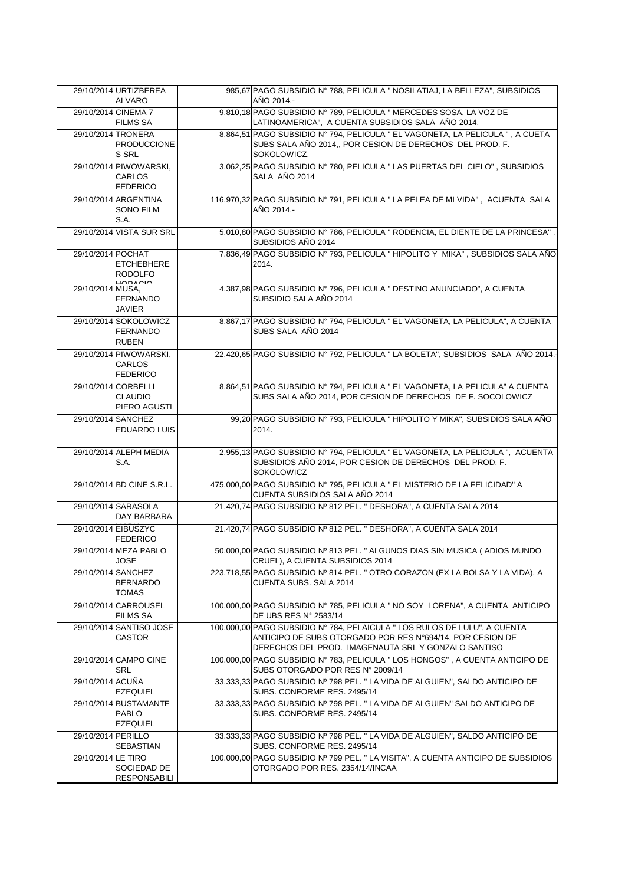| | | | |
|---|---|---|---|
| 29/10/2014 | URTIZBEREA ALVARO | 985,67 | PAGO SUBSIDIO N° 788, PELICULA " NOSILATIAJ, LA BELLEZA", SUBSIDIOS AÑO 2014.- |
| 29/10/2014 | CINEMA 7 FILMS SA | 9.810,18 | PAGO SUBSIDIO N° 789, PELICULA " MERCEDES SOSA, LA VOZ DE LATINOAMERICA", A CUENTA SUBSIDIOS SALA AÑO 2014. |
| 29/10/2014 | TRONERA PRODUCCIONES SRL | 8.864,51 | PAGO SUBSIDIO N° 794, PELICULA " EL VAGONETA, LA PELICULA " , A CUETA SUBS SALA AÑO 2014,, POR CESION DE DERECHOS DEL PROD. F. SOKOLOWICZ. |
| 29/10/2014 | PIWOWARSKI, CARLOS FEDERICO | 3.062,25 | PAGO SUBSIDIO N° 780, PELICULA " LAS PUERTAS DEL CIELO" , SUBSIDIOS SALA AÑO 2014 |
| 29/10/2014 | ARGENTINA SONO FILM S.A. | 116.970,32 | PAGO SUBSIDIO N° 791, PELICULA " LA PELEA DE MI VIDA" , ACUENTA SALA AÑO 2014.- |
| 29/10/2014 | VISTA SUR SRL | 5.010,80 | PAGO SUBSIDIO N° 786, PELICULA " RODENCIA, EL DIENTE DE LA PRINCESA" , SUBSIDIOS AÑO 2014 |
| 29/10/2014 | POCHAT ETCHEBHERE RODOLFO HORACIO | 7.836,49 | PAGO SUBSIDIO N° 793, PELICULA " HIPOLITO Y MIKA" , SUBSIDIOS SALA AÑO 2014. |
| 29/10/2014 | MUSA, FERNANDO JAVIER | 4.387,98 | PAGO SUBSIDIO N° 796, PELICULA " DESTINO ANUNCIADO", A CUENTA SUBSIDIO SALA AÑO 2014 |
| 29/10/2014 | SOKOLOWICZ FERNANDO RUBEN | 8.867,17 | PAGO SUBSIDIO N° 794, PELICULA " EL VAGONETA, LA PELICULA", A CUENTA SUBS SALA AÑO 2014 |
| 29/10/2014 | PIWOWARSKI, CARLOS FEDERICO | 22.420,65 | PAGO SUBSIDIO N° 792, PELICULA " LA BOLETA", SUBSIDIOS SALA AÑO 2014.- |
| 29/10/2014 | CORBELLI CLAUDIO PIERO AGUSTI | 8.864,51 | PAGO SUBSIDIO N° 794, PELICULA " EL VAGONETA, LA PELICULA" A CUENTA SUBS SALA AÑO 2014, POR CESION DE DERECHOS DE F. SOCOLOWICZ |
| 29/10/2014 | SANCHEZ EDUARDO LUIS | 99,20 | PAGO SUBSIDIO N° 793, PELICULA " HIPOLITO Y MIKA", SUBSIDIOS SALA AÑO 2014. |
| 29/10/2014 | ALEPH MEDIA S.A. | 2.955,13 | PAGO SUBSIDIO N° 794, PELICULA " EL VAGONETA, LA PELICULA ", ACUENTA SUBSIDIOS AÑO 2014, POR CESION DE DERECHOS DEL PROD. F. SOKOLOWICZ |
| 29/10/2014 | BD CINE S.R.L. | 475.000,00 | PAGO SUBSIDIO N° 795, PELICULA " EL MISTERIO DE LA FELICIDAD" A CUENTA SUBSIDIOS SALA AÑO 2014 |
| 29/10/2014 | SARASOLA DAY BARBARA | 21.420,74 | PAGO SUBSIDIO Nº 812 PEL. " DESHORA", A CUENTA SALA 2014 |
| 29/10/2014 | EIBUSZYC FEDERICO | 21.420,74 | PAGO SUBSIDIO Nº 812 PEL. " DESHORA", A CUENTA SALA 2014 |
| 29/10/2014 | MEZA PABLO JOSE | 50.000,00 | PAGO SUBSIDIO Nº 813 PEL. " ALGUNOS DIAS SIN MUSICA ( ADIOS MUNDO CRUEL), A CUENTA SUBSIDIOS 2014 |
| 29/10/2014 | SANCHEZ BERNARDO TOMAS | 223.718,55 | PAGO SUBSIDIO Nº 814 PEL. " OTRO CORAZON (EX LA BOLSA Y LA VIDA), A CUENTA SUBS. SALA 2014 |
| 29/10/2014 | CARROUSEL FILMS SA | 100.000,00 | PAGO SUBSIDIO N° 785, PELICULA " NO SOY LORENA", A CUENTA ANTICIPO DE UBS RES N° 2583/14 |
| 29/10/2014 | SANTISO JOSE CASTOR | 100.000,00 | PAGO SUBSIDIO N° 784, PELAICULA " LOS RULOS DE LULU", A CUENTA ANTICIPO DE SUBS OTORGADO POR RES N°694/14, POR CESION DE DERECHOS DEL PROD. IMAGENAUTA SRL Y GONZALO SANTISO |
| 29/10/2014 | CAMPO CINE SRL | 100.000,00 | PAGO SUBSIDIO N° 783, PELICULA " LOS HONGOS" , A CUENTA ANTICIPO DE SUBS OTORGADO POR RES N° 2009/14 |
| 29/10/2014 | ACUÑA EZEQUIEL | 33.333,33 | PAGO SUBSIDIO Nº 798 PEL. " LA VIDA DE ALGUIEN", SALDO ANTICIPO DE SUBS. CONFORME RES. 2495/14 |
| 29/10/2014 | BUSTAMANTE PABLO EZEQUIEL | 33.333,33 | PAGO SUBSIDIO Nº 798 PEL. " LA VIDA DE ALGUIEN" SALDO ANTICIPO DE SUBS. CONFORME RES. 2495/14 |
| 29/10/2014 | PERILLO SEBASTIAN | 33.333,33 | PAGO SUBSIDIO Nº 798 PEL. " LA VIDA DE ALGUIEN", SALDO ANTICIPO DE SUBS. CONFORME RES. 2495/14 |
| 29/10/2014 | LE TIRO SOCIEDAD DE RESPONSABILI | 100.000,00 | PAGO SUBSIDIO Nº 799 PEL. " LA VISITA", A CUENTA ANTICIPO DE SUBSIDIOS OTORGADO POR RES. 2354/14/INCAA |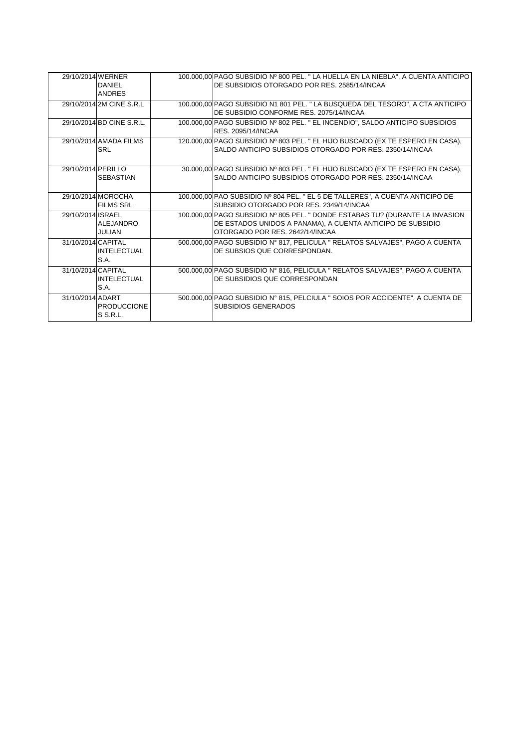| | | | |
|---|---|---|---|
| 29/10/2014 | WERNER DANIEL ANDRES | 100.000,00 | PAGO SUBSIDIO Nº 800 PEL. " LA HUELLA EN LA NIEBLA", A CUENTA ANTICIPO DE SUBSIDIOS OTORGADO POR RES. 2585/14/INCAA |
| 29/10/2014 | 2M CINE S.R.L | 100.000,00 | PAGO SUBSIDIO N1 801 PEL. " LA BUSQUEDA DEL TESORO", A CTA ANTICIPO DE SUBSIDIO CONFORME RES. 2075/14/INCAA |
| 29/10/2014 | BD CINE S.R.L. | 100.000,00 | PAGO SUBSIDIO Nº 802 PEL. " EL INCENDIO", SALDO ANTICIPO SUBSIDIOS RES. 2095/14/INCAA |
| 29/10/2014 | AMADA FILMS SRL | 120.000,00 | PAGO SUBSIDIO Nº 803 PEL. " EL HIJO BUSCADO (EX TE ESPERO EN CASA), SALDO ANTICIPO SUBSIDIOS OTORGADO POR RES. 2350/14/INCAA |
| 29/10/2014 | PERILLO SEBASTIAN | 30.000,00 | PAGO SUBSIDIO Nº 803 PEL. " EL HIJO BUSCADO (EX TE ESPERO EN CASA), SALDO ANTICIPO SUBSIDIOS OTORGADO POR RES. 2350/14/INCAA |
| 29/10/2014 | MOROCHA FILMS SRL | 100.000,00 | PAO SUBSIDIO Nº 804 PEL. " EL 5 DE TALLERES", A CUENTA ANTICIPO DE SUBSIDIO OTORGADO POR RES. 2349/14/INCAA |
| 29/10/2014 | ISRAEL ALEJANDRO JULIAN | 100.000,00 | PAGO SUBSIDIO Nº 805 PEL. " DONDE ESTABAS TU? (DURANTE LA INVASION DE ESTADOS UNIDOS A PANAMA), A CUENTA ANTICIPO DE SUBSIDIO OTORGADO POR RES. 2642/14/INCAA |
| 31/10/2014 | CAPITAL INTELECTUAL S.A. | 500.000,00 | PAGO SUBSIDIO N° 817, PELICULA " RELATOS SALVAJES", PAGO A CUENTA DE SUBSIOS QUE CORRESPONDAN. |
| 31/10/2014 | CAPITAL INTELECTUAL S.A. | 500.000,00 | PAGO SUBSIDIO N° 816, PELICULA " RELATOS SALVAJES", PAGO A CUENTA DE SUBSIDIOS QUE CORRESPONDAN |
| 31/10/2014 | ADART PRODUCCIONE S S.R.L. | 500.000,00 | PAGO SUBSIDIO N° 815, PELCIULA " SOIOS POR ACCIDENTE", A CUENTA DE SUBSIDIOS GENERADOS |